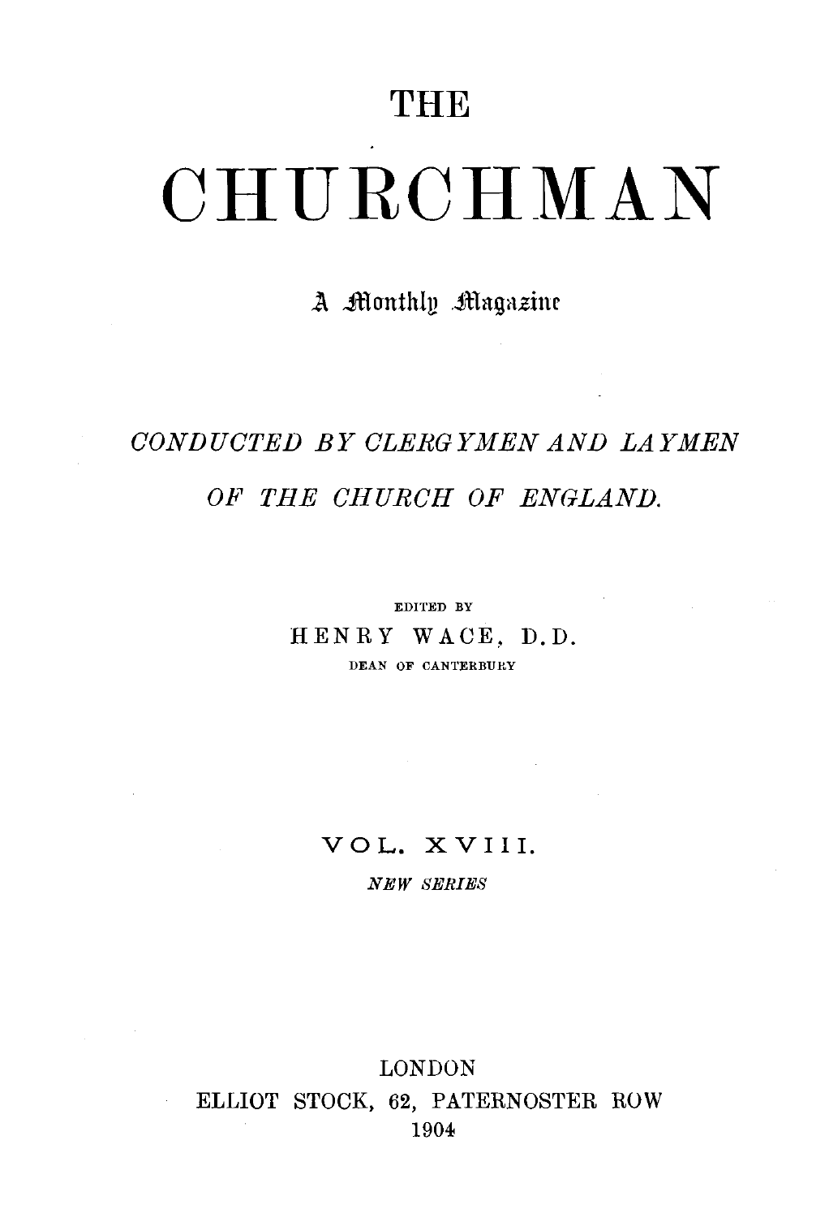# THE CHURCHMAN

A Monthly Magazine

*CONDUCTED BY CLERGYMEN AND LAYMEN OF THE CHURCH OF ENGLAND.*

EDITED BY

HENRY WACE, D.D.

DEAN OF CANTERBURY

VOL. XVIII.

*NEW SERIES*

LONDON

ELLIOT STOCK, 62, PATERNOSTER ROW

1904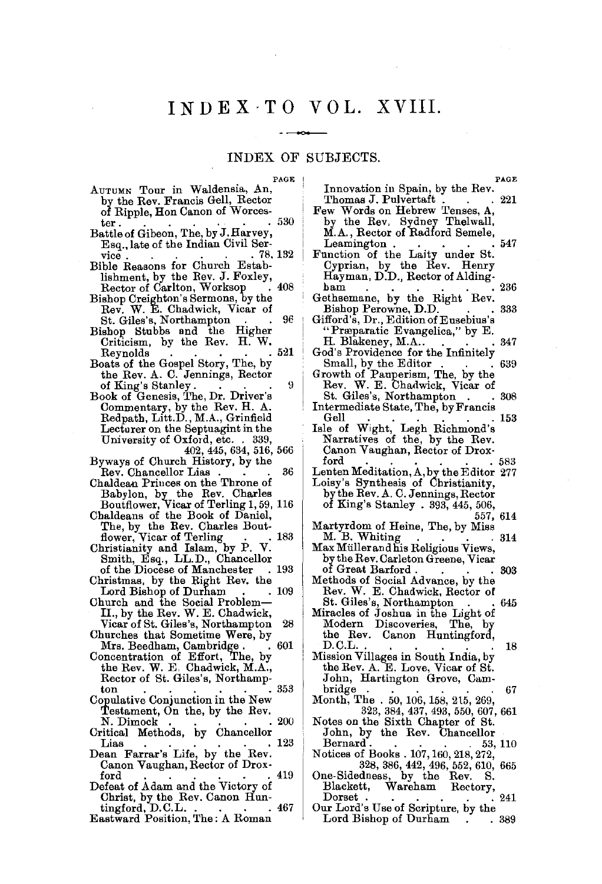# INDEX TO VOL. XVIII.

## INDEX OF SUBJECTS.

PAGE

AUTUMN Tour in Waldensia, An, by the Rev. Francis Gell, Rector of Ripple, Hon Canon of Worcester . . . . . . . 530

Battle of Gibeon, The, by J. Harvey, Esq., late of the Indian Civil Service . . . . . . . 78, 132

Bible Reasons for Church Establishment, by the Rev. J. Foxley, Rector of Carlton, Worksop . 408

Bishop Creighton's Sermons, by the Rev. W. E. Chadwick, Vicar of St. Giles's, Northampton . . 96

Bishop Stubbs and the Higher Criticism, by the Rev. H. W. Reynolds . . . . . 521

Boats of the Gospel Story, The, by the Rev. A. C. Jennings, Rector of King's Stanley . . . . 9

Book of Genesis, The, Dr. Driver's Commentary, by the Rev. H. A. Redpath, Litt.D., M.A., Grinfield Lecturer on the Septuagint in the University of Oxford, etc. . 339, 402, 445, 634, 516, 566

Byways of Church History, by the Rev. Chancellor Lias . . . 36

Chaldean Princes on the Throne of Babylon, by the Rev. Charles Boutflower, Vicar of Terling 1, 59, 116

Chaldeans of the Book of Daniel, The, by the Rev. Charles Boutflower, Vicar of Terling . . 183

Christianity and Islam, by P. V. Smith, Esq., LL.D., Chancellor of the Diocese of Manchester . 193

Christmas, by the Right Rev. the Lord Bishop of Durham . . 109

Church and the Social Problem—II., by the Rev. W. E. Chadwick, Vicar of St. Giles's, Northampton 28

Churches that Sometime Were, by Mrs. Beedham, Cambridge . . 601

Concentration of Effort, The, by the Rev. W. E. Chadwick, M.A., Rector of St. Giles's, Northampton . . . . . . . 353

Copulative Conjunction in the New Testament, On the, by the Rev. N. Dimock . . . . . 200

Critical Methods, by Chancellor Lias . . . . . . . 123

Dean Farrar's Life, by the Rev. Canon Vaughan, Rector of Droxford . . . . . . . 419

Defeat of Adam and the Victory of Christ, by the Rev. Canon Huntingford, D.C.L. . . . . 467

Eastward Position, The: A Roman Innovation in Spain, by the Rev. Thomas J. Pulvertaft . . . 221

Few Words on Hebrew Tenses, A, by the Rev. Sydney Thelwall, M.A., Rector of Radford Semele, Leamington . . . . . 547

Function of the Laity under St. Cyprian, by the Rev. Henry Hayman, D.D., Rector of Aldingham . . . . . . . 236

Gethsemane, by the Right Rev. Bishop Perowne, D.D. . . . 333

Gifford's, Dr., Edition of Eusebius's "Præparatic Evangelica," by E. H. Blakeney, M.A.. . . . . 347

God's Providence for the Infinitely Small, by the Editor . . . 639

Growth of Pauperism, The, by the Rev. W. E. Chadwick, Vicar of St. Giles's, Northampton . . 308

Intermediate State, The, by Francis Gell . . . . . . 153

Isle of Wight, Legh Richmond's Narratives of the, by the Rev. Canon Vaughan, Rector of Droxford . . . . . . 583

Lenten Meditation, A, by the Editor 277

Loisy's Synthesis of Christianity, by the Rev. A. C. Jennings, Rector of King's Stanley . 393, 445, 506, 557, 614

Martyrdom of Heine, The, by Miss M. B. Whiting . . . . 314

Max Müller and his Religious Views, by the Rev. Carleton Greene, Vicar of Great Barford . . . . 303

Methods of Social Advance, by the Rev. W. E. Chadwick, Rector of St. Giles's, Northampton . . 645

Miracles of Joshua in the Light of Modern Discoveries, The, by the Rev. Canon Huntingford, D.C.L. . . . . . . . 18

Mission Villages in South India, by the Rev. A. E. Love, Vicar of St. John, Hartington Grove, Cambridge . . . . . . . 67

Month, The . 50, 106, 158, 215, 269, 323, 384, 437, 493, 550, 607, 661

Notes on the Sixth Chapter of St. John, by the Rev. Chancellor Bernard . . . . . . 53, 110

Notices of Books . 107, 160, 218, 272, 328, 386, 442, 496, 552, 610, 665

One-Sidedness, by the Rev. S. Blackett, Wareham Rectory, Dorset . . . . . . . 241

Our Lord's Use of Scripture, by the Lord Bishop of Durham . . 389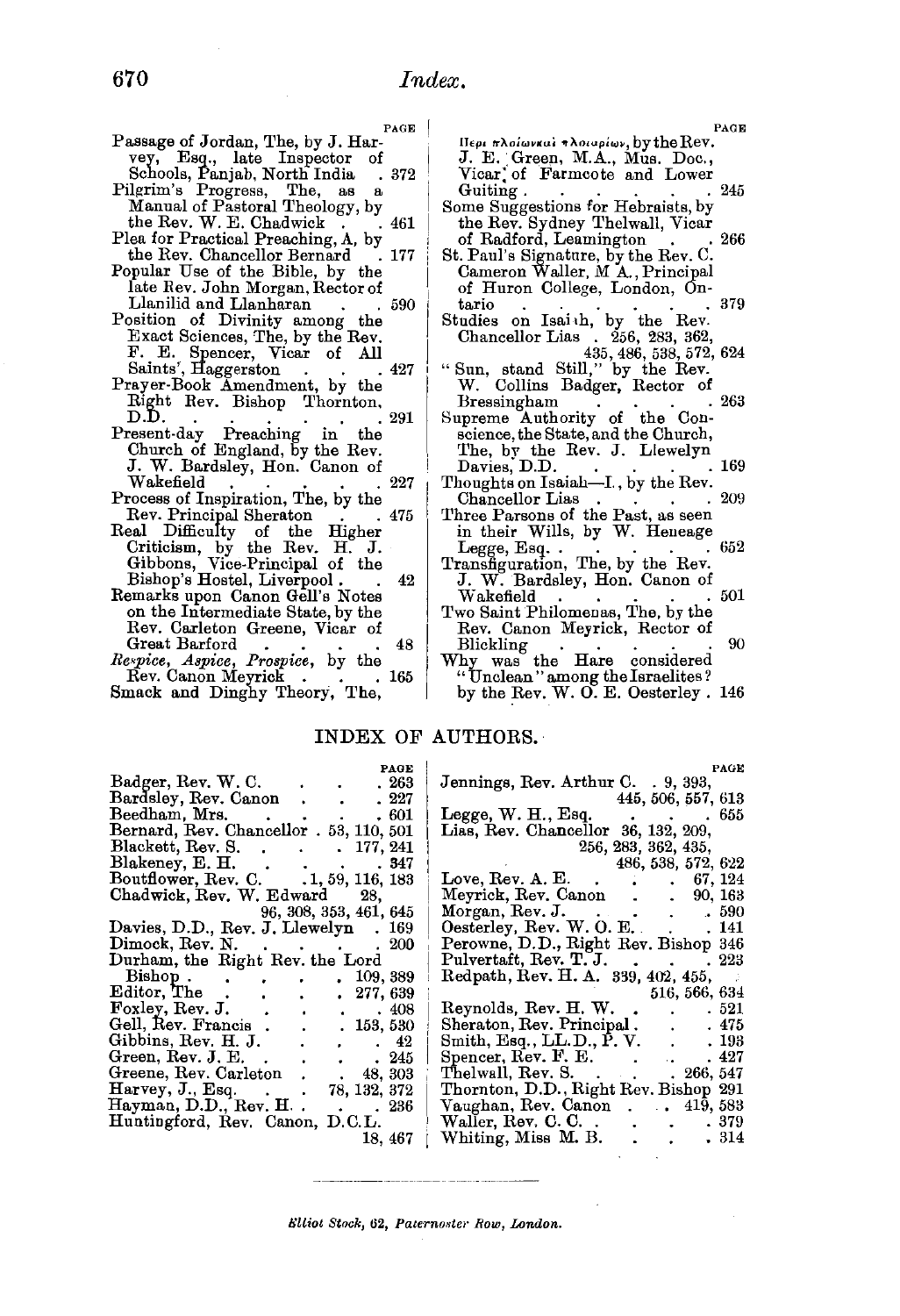PAGE

Passage of Jordan, The, by J. Harvey, Esq., late Inspector of Schools, Panjab, North India . 372

Pilgrim's Progress, The, as a Manual of Pastoral Theology, by the Rev. W. E. Chadwick . 461

Plea for Practical Preaching, A, by the Rev. Chancellor Bernard . 177

Popular Use of the Bible, by the late Rev. John Morgan, Rector of Llanilid and Llanharan . 590

Position of Divinity among the Exact Sciences, The, by the Rev. F. E. Spencer, Vicar of All Saints', Haggerston . 427

Prayer-Book Amendment, by the Right Rev. Bishop Thornton, D.D. . 291

Present-day Preaching in the Church of England, by the Rev. J. W. Bardsley, Hon. Canon of Wakefield . 227

Process of Inspiration, The, by the Rev. Principal Sheraton . 475

Real Difficulty of the Higher Criticism, by the Rev. H. J. Gibbons, Vice-Principal of the Bishop's Hostel, Liverpool . 42

Remarks upon Canon Gell's Notes on the Intermediate State, by the Rev. Carleton Greene, Vicar of Great Barford . 48

*Respice, Aspice, Prospice*, by the Rev. Canon Meyrick . 165

Smack and Dinghy Theory, The, Περὶ πλοίωνκαὶ πλοιαρίων, by the Rev. J. E. Green, M.A., Mus. Doc., Vicar of Farmcote and Lower Guiting . 245

Some Suggestions for Hebraists, by the Rev. Sydney Thelwall, Vicar of Radford, Leamington . 266

St. Paul's Signature, by the Rev. C. Cameron Waller, M.A., Principal of Huron College, London, Ontario . 379

Studies on Isaiah, by the Rev. Chancellor Lias . 256, 283, 362, 435, 486, 538, 572, 624

"Sun, stand Still," by the Rev. W. Collins Badger, Rector of Bressingham . 263

Supreme Authority of the Conscience, the State, and the Church, The, by the Rev. J. Llewelyn Davies, D.D. . 169

Thoughts on Isaiah—I., by the Rev. Chancellor Lias . 209

Three Parsons of the Past, as seen in their Wills, by W. Heneage Legge, Esq. . 652

Transfiguration, The, by the Rev. J. W. Bardsley, Hon. Canon of Wakefield . 501

Two Saint Philomenas, The, by the Rev. Canon Meyrick, Rector of Blickling . 90

Why was the Hare considered "Unclean" among the Israelites? by the Rev. W. O. E. Oesterley . 146

## INDEX OF AUTHORS.

PAGE

Badger, Rev. W. C. . 263
Bardsley, Rev. Canon . 227
Beedham, Mrs. . 601
Bernard, Rev. Chancellor . 53, 110, 501
Blackett, Rev. S. . 177, 241
Blakeney, E. H. . 347
Boutflower, Rev. C. . 1, 59, 116, 183
Chadwick, Rev. W. Edward 28, 96, 308, 353, 461, 645
Davies, D.D., Rev. J. Llewelyn . 169
Dimock, Rev. N. . 200
Durham, the Right Rev. the Lord Bishop . 109, 389
Editor, The . 277, 639
Foxley, Rev. J. . 408
Gell, Rev. Francis . 153, 530
Gibbins, Rev. H. J. . 42
Green, Rev. J. E. . 245
Greene, Rev. Carleton . 48, 303
Harvey, J., Esq. . 78, 132, 372
Hayman, D.D., Rev. H. . 236
Huntingford, Rev. Canon, D.C.L. 18, 467
Jennings, Rev. Arthur C. . 9, 393, 445, 506, 557, 613
Legge, W. H., Esq. . 655
Lias, Rev. Chancellor 36, 132, 209, 256, 283, 362, 435, 486, 538, 572, 622
Love, Rev. A. E. . 67, 124
Meyrick, Rev. Canon . 90, 163
Morgan, Rev. J. . 590
Oesterley, Rev. W. O. E. . 141
Perowne, D.D., Right Rev. Bishop 346
Pulvertaft, Rev. T. J. . 223
Redpath, Rev. H. A. 339, 402, 455, 516, 566, 634
Reynolds, Rev. H. W. . 521
Sheraton, Rev. Principal . 475
Smith, Esq., LL.D., P. V. . 193
Spencer, Rev. F. E. . 427
Thelwall, Rev. S. . 266, 547
Thornton, D.D., Right Rev. Bishop 291
Vaughan, Rev. Canon . 419, 583
Waller, Rev. C. C. . 379
Whiting, Miss M. B. . 314

---

*Elliot Stock, 62, Paternoster Row, London.*